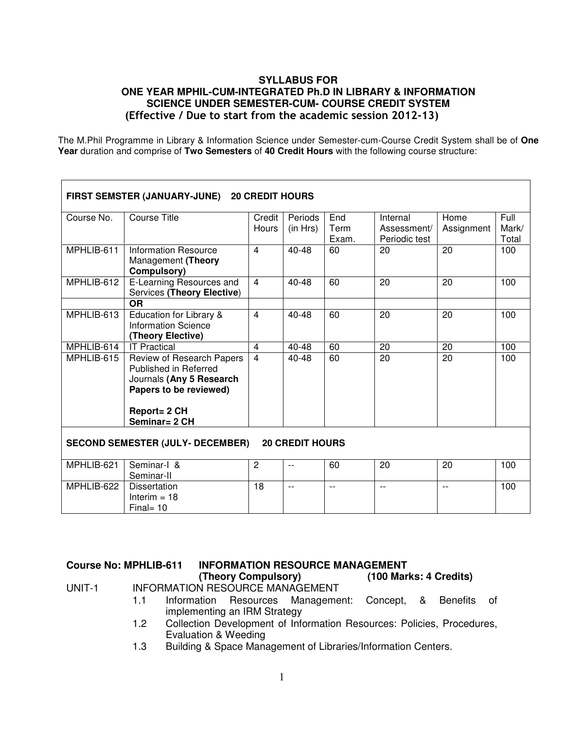# SYLLABUS FOR ONE YEAR MPHIL-CUM-INTEGRATED Ph.D IN LIBRARY & INFORMATION SCIENCE UNDER SEMESTER-CUM- COURSE CREDIT SYSTEM

**(Effective / Due to start from the academic session 2012-13)**

The M.Phil Programme in Library & Information Science under Semester-cum-Course Credit System shall be of **One Year** duration and comprise of **Two Semesters** of **40 Credit Hours** with the following course structure:

| **FIRST SEMSTER (JANUARY-JUNE) 20 CREDIT HOURS** | | | | | | | |
|---|---|---|---|---|---|---|---|
| Course No. | Course Title | Credit Hours | Periods (in Hrs) | End Term Exam. | Internal Assessment/ Periodic test | Home Assignment | Full Mark/ Total |
| MPHLIB-611 | Information Resource Management **(Theory Compulsory)** | 4 | 40-48 | 60 | 20 | 20 | 100 |
| MPHLIB-612 | E-Learning Resources and Services **(Theory Elective)** | 4 | 40-48 | 60 | 20 | 20 | 100 |
| | **OR** | | | | | | |
| MPHLIB-613 | Education for Library & Information Science **(Theory Elective)** | 4 | 40-48 | 60 | 20 | 20 | 100 |
| MPHLIB-614 | IT Practical | 4 | 40-48 | 60 | 20 | 20 | 100 |
| MPHLIB-615 | Review of Research Papers Published in Referred Journals **(Any 5 Research Papers to be reviewed)** **Report= 2 CH** **Seminar= 2 CH** | 4 | 40-48 | 60 | 20 | 20 | 100 |
| **SECOND SEMESTER (JULY- DECEMBER) 20 CREDIT HOURS** | | | | | | | |
| MPHLIB-621 | Seminar-I & Seminar-II | 2 | -- | 60 | 20 | 20 | 100 |
| MPHLIB-622 | Dissertation Interim = 18 Final= 10 | 18 | -- | -- | -- | -- | 100 |

## Course No: MPHLIB-611 INFORMATION RESOURCE MANAGEMENT

**(Theory Compulsory) (100 Marks: 4 Credits)**

UNIT-1 INFORMATION RESOURCE MANAGEMENT

- 1.1 Information Resources Management: Concept, & Benefits of implementing an IRM Strategy
- 1.2 Collection Development of Information Resources: Policies, Procedures, Evaluation & Weeding
- 1.3 Building & Space Management of Libraries/Information Centers.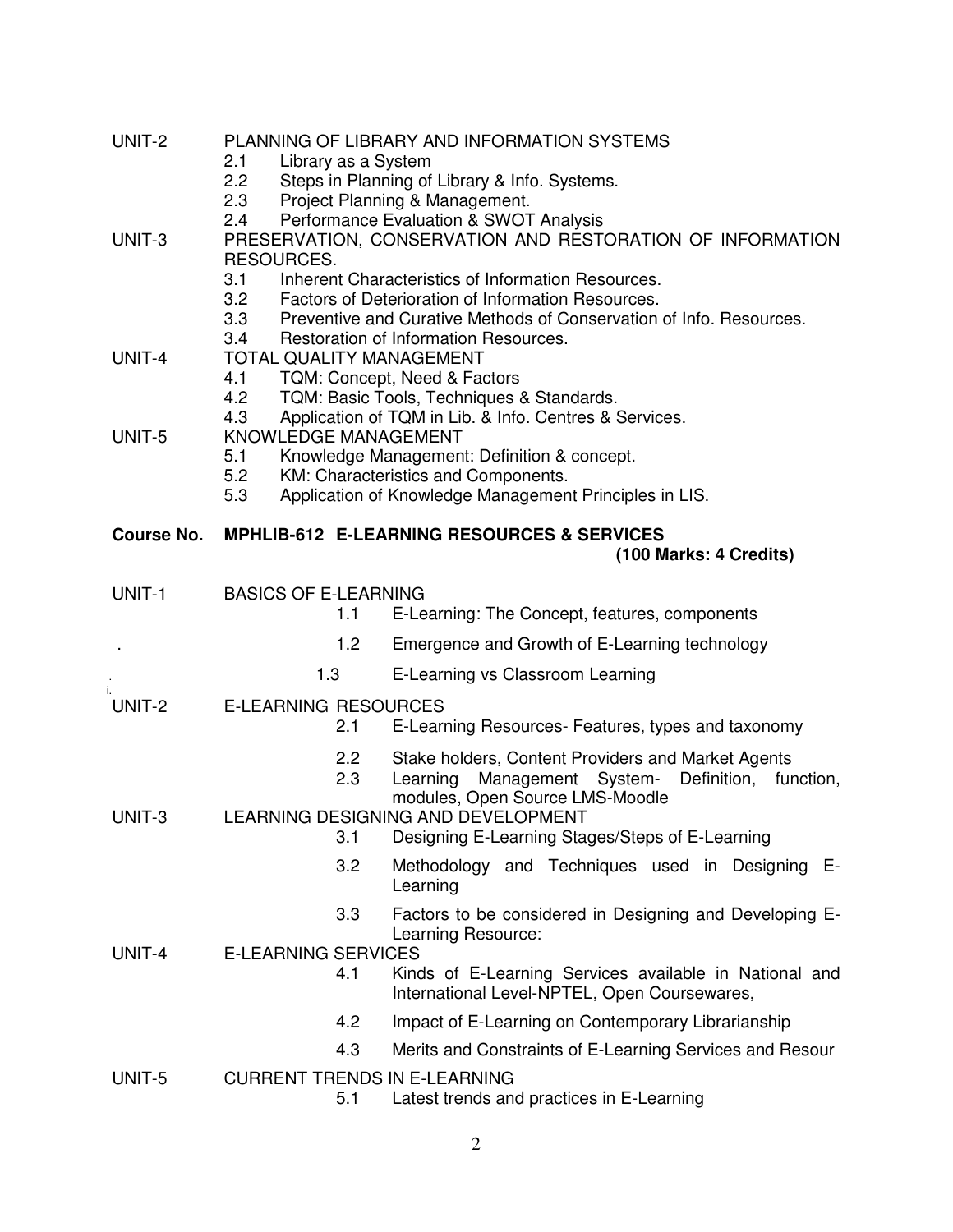UNIT-2 PLANNING OF LIBRARY AND INFORMATION SYSTEMS

- 2.1 Library as a System
- 2.2 Steps in Planning of Library & Info. Systems.
- 2.3 Project Planning & Management.
- 2.4 Performance Evaluation & SWOT Analysis

UNIT-3 PRESERVATION, CONSERVATION AND RESTORATION OF INFORMATION RESOURCES.

- 3.1 Inherent Characteristics of Information Resources.
- 3.2 Factors of Deterioration of Information Resources.
- 3.3 Preventive and Curative Methods of Conservation of Info. Resources.
- 3.4 Restoration of Information Resources.

UNIT-4 TOTAL QUALITY MANAGEMENT

- 4.1 TQM: Concept, Need & Factors
- 4.2 TQM: Basic Tools, Techniques & Standards.
- 4.3 Application of TQM in Lib. & Info. Centres & Services.

UNIT-5 KNOWLEDGE MANAGEMENT

- 5.1 Knowledge Management: Definition & concept.
- 5.2 KM: Characteristics and Components.
- 5.3 Application of Knowledge Management Principles in LIS.

## Course No. MPHLIB-612 E-LEARNING RESOURCES & SERVICES

**(100 Marks: 4 Credits)**

UNIT-1 BASICS OF E-LEARNING

- 1.1 E-Learning: The Concept, features, components
- 1.2 Emergence and Growth of E-Learning technology
- 1.3 E-Learning vs Classroom Learning

UNIT-2 E-LEARNING RESOURCES

- 2.1 E-Learning Resources- Features, types and taxonomy
- 2.2 Stake holders, Content Providers and Market Agents
- 2.3 Learning Management System- Definition, function, modules, Open Source LMS-Moodle

UNIT-3 LEARNING DESIGNING AND DEVELOPMENT

- 3.1 Designing E-Learning Stages/Steps of E-Learning
- 3.2 Methodology and Techniques used in Designing E-Learning
- 3.3 Factors to be considered in Designing and Developing E-Learning Resource:

UNIT-4 E-LEARNING SERVICES

- 4.1 Kinds of E-Learning Services available in National and International Level-NPTEL, Open Coursewares,
- 4.2 Impact of E-Learning on Contemporary Librarianship
- 4.3 Merits and Constraints of E-Learning Services and Resour

UNIT-5 CURRENT TRENDS IN E-LEARNING

- 5.1 Latest trends and practices in E-Learning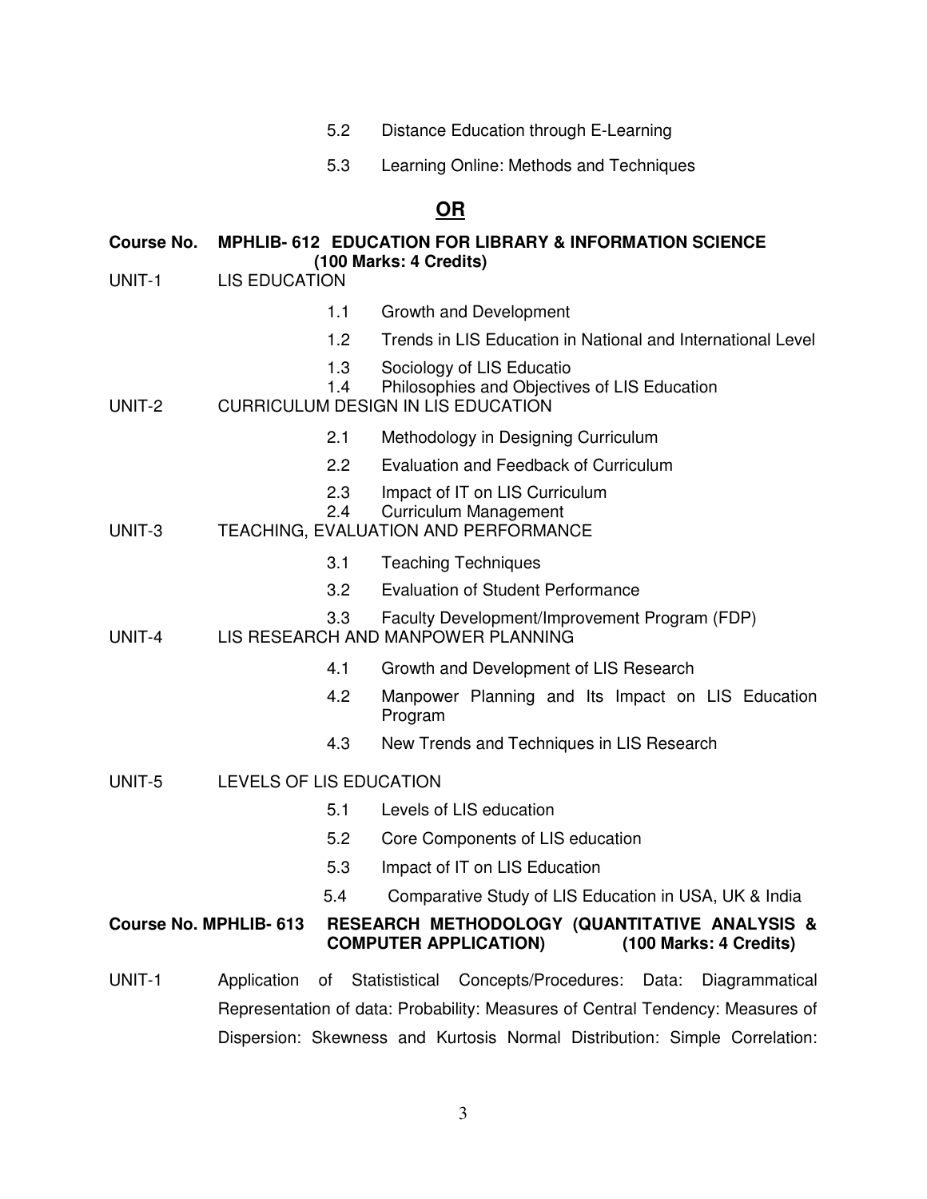5.2 Distance Education through E-Learning

5.3 Learning Online: Methods and Techniques

**OR**

**Course No. MPHLIB- 612 EDUCATION FOR LIBRARY & INFORMATION SCIENCE (100 Marks: 4 Credits)**

UNIT-1 LIS EDUCATION

- 1.1 Growth and Development
- 1.2 Trends in LIS Education in National and International Level
- 1.3 Sociology of LIS Educatio
- 1.4 Philosophies and Objectives of LIS Education

UNIT-2 CURRICULUM DESIGN IN LIS EDUCATION

- 2.1 Methodology in Designing Curriculum
- 2.2 Evaluation and Feedback of Curriculum
- 2.3 Impact of IT on LIS Curriculum
- 2.4 Curriculum Management

UNIT-3 TEACHING, EVALUATION AND PERFORMANCE

- 3.1 Teaching Techniques
- 3.2 Evaluation of Student Performance
- 3.3 Faculty Development/Improvement Program (FDP)

UNIT-4 LIS RESEARCH AND MANPOWER PLANNING

- 4.1 Growth and Development of LIS Research
- 4.2 Manpower Planning and Its Impact on LIS Education Program
- 4.3 New Trends and Techniques in LIS Research

UNIT-5 LEVELS OF LIS EDUCATION

- 5.1 Levels of LIS education
- 5.2 Core Components of LIS education
- 5.3 Impact of IT on LIS Education
- 5.4 Comparative Study of LIS Education in USA, UK & India

**Course No. MPHLIB- 613 RESEARCH METHODOLOGY (QUANTITATIVE ANALYSIS & COMPUTER APPLICATION) (100 Marks: 4 Credits)**

UNIT-1 Application of Statististical Concepts/Procedures: Data: Diagrammatical Representation of data: Probability: Measures of Central Tendency: Measures of Dispersion: Skewness and Kurtosis Normal Distribution: Simple Correlation: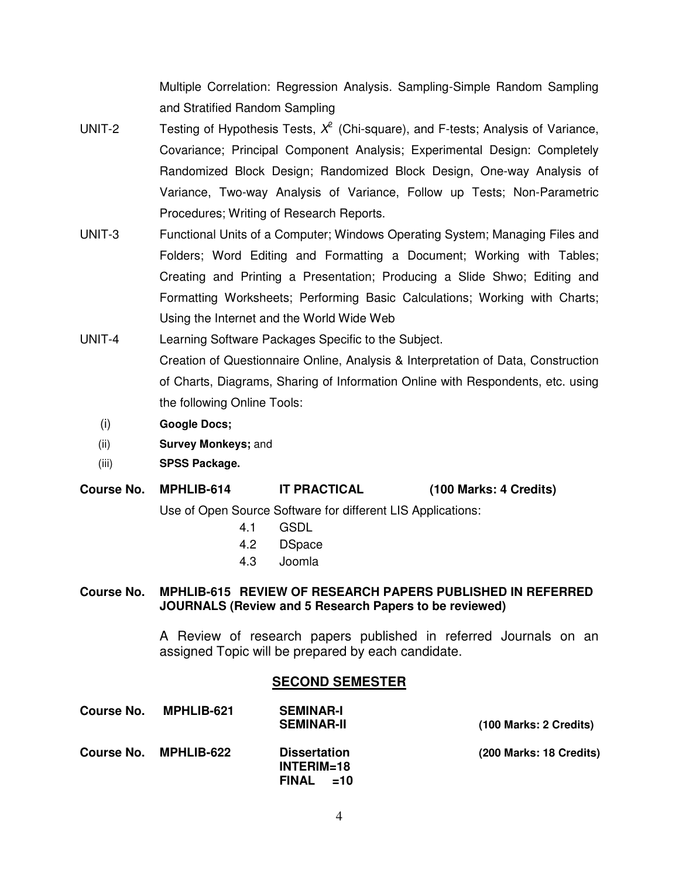Multiple Correlation: Regression Analysis. Sampling-Simple Random Sampling and Stratified Random Sampling

UNIT-2 Testing of Hypothesis Tests, $X^2$ (Chi-square), and F-tests; Analysis of Variance, Covariance; Principal Component Analysis; Experimental Design: Completely Randomized Block Design; Randomized Block Design, One-way Analysis of Variance, Two-way Analysis of Variance, Follow up Tests; Non-Parametric Procedures; Writing of Research Reports.

UNIT-3 Functional Units of a Computer; Windows Operating System; Managing Files and Folders; Word Editing and Formatting a Document; Working with Tables; Creating and Printing a Presentation; Producing a Slide Shwo; Editing and Formatting Worksheets; Performing Basic Calculations; Working with Charts; Using the Internet and the World Wide Web

UNIT-4 Learning Software Packages Specific to the Subject.

Creation of Questionnaire Online, Analysis & Interpretation of Data, Construction of Charts, Diagrams, Sharing of Information Online with Respondents, etc. using the following Online Tools:

- (i) **Google Docs;**
- (ii) **Survey Monkeys;** and
- (iii) **SPSS Package.**

**Course No. MPHLIB-614 IT PRACTICAL (100 Marks: 4 Credits)**

Use of Open Source Software for different LIS Applications:

- 4.1 GSDL
- 4.2 DSpace
- 4.3 Joomla

**Course No. MPHLIB-615 REVIEW OF RESEARCH PAPERS PUBLISHED IN REFERRED JOURNALS (Review and 5 Research Papers to be reviewed)**

A Review of research papers published in referred Journals on an assigned Topic will be prepared by each candidate.

## SECOND SEMESTER

**Course No. MPHLIB-621 SEMINAR-I**
**SEMINAR-II (100 Marks: 2 Credits)**

**Course No. MPHLIB-622 Dissertation (200 Marks: 18 Credits)**
**INTERIM=18**
**FINAL =10**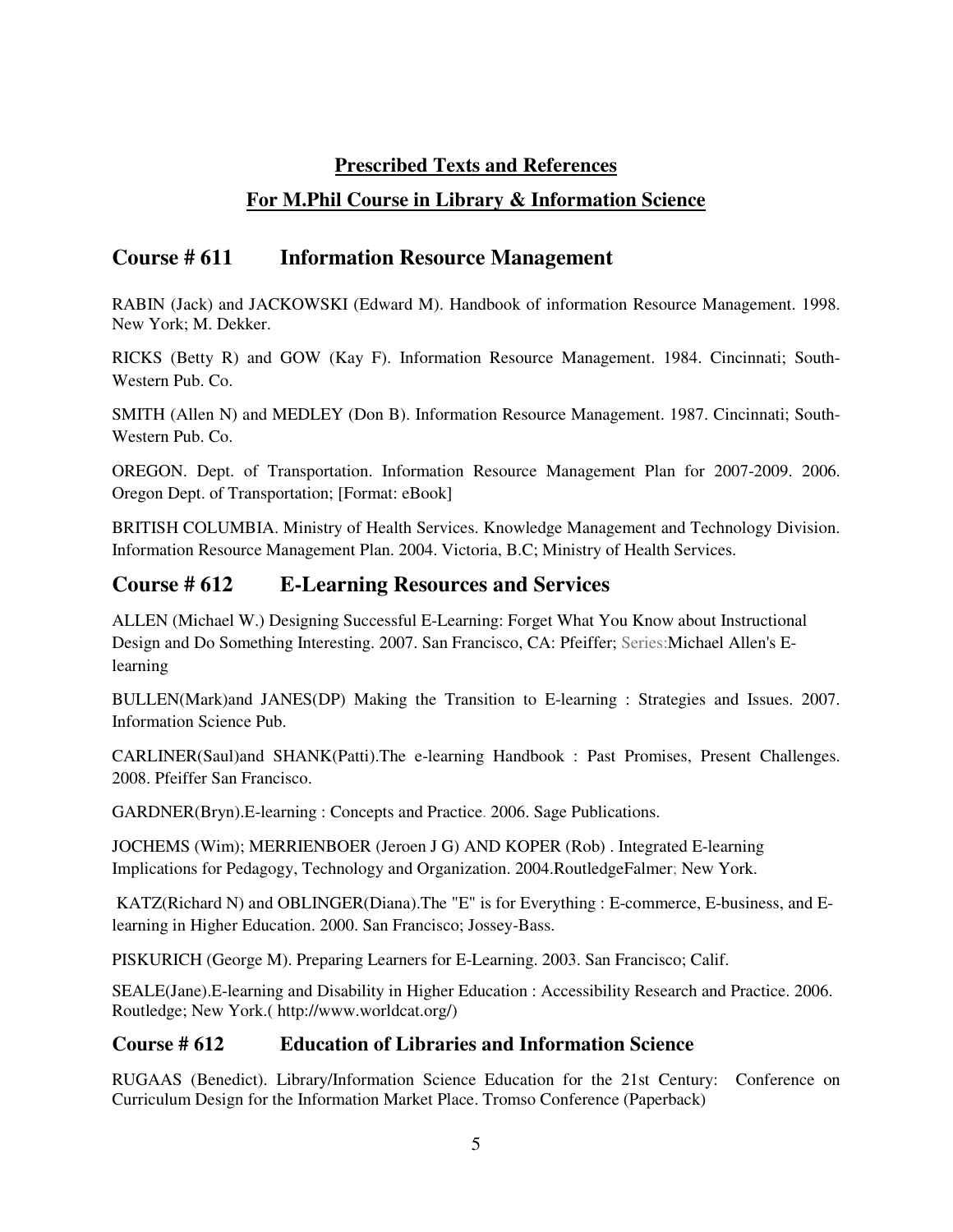## Prescribed Texts and References

## For M.Phil Course in Library & Information Science

## Course # 611 Information Resource Management

RABIN (Jack) and JACKOWSKI (Edward M). Handbook of information Resource Management. 1998. New York; M. Dekker.

RICKS (Betty R) and GOW (Kay F). Information Resource Management. 1984. Cincinnati; South-Western Pub. Co.

SMITH (Allen N) and MEDLEY (Don B). Information Resource Management. 1987. Cincinnati; South-Western Pub. Co.

OREGON. Dept. of Transportation. Information Resource Management Plan for 2007-2009. 2006. Oregon Dept. of Transportation; [Format: eBook]

BRITISH COLUMBIA. Ministry of Health Services. Knowledge Management and Technology Division. Information Resource Management Plan. 2004. Victoria, B.C; Ministry of Health Services.

## Course # 612 E-Learning Resources and Services

ALLEN (Michael W.) Designing Successful E-Learning: Forget What You Know about Instructional Design and Do Something Interesting. 2007. San Francisco, CA: Pfeiffer; Series:Michael Allen's E-learning

BULLEN(Mark)and JANES(DP) Making the Transition to E-learning : Strategies and Issues. 2007. Information Science Pub.

CARLINER(Saul)and SHANK(Patti).The e-learning Handbook : Past Promises, Present Challenges. 2008. Pfeiffer San Francisco.

GARDNER(Bryn).E-learning : Concepts and Practice. 2006. Sage Publications.

JOCHEMS (Wim); MERRIENBOER (Jeroen J G) AND KOPER (Rob) . Integrated E-learning Implications for Pedagogy, Technology and Organization. 2004.RoutledgeFalmer; New York.

KATZ(Richard N) and OBLINGER(Diana).The "E" is for Everything : E-commerce, E-business, and E-learning in Higher Education. 2000. San Francisco; Jossey-Bass.

PISKURICH (George M). Preparing Learners for E-Learning. 2003. San Francisco; Calif.

SEALE(Jane).E-learning and Disability in Higher Education : Accessibility Research and Practice. 2006. Routledge; New York.( http://www.worldcat.org/)

### Course # 612 Education of Libraries and Information Science

RUGAAS (Benedict). Library/Information Science Education for the 21st Century: Conference on Curriculum Design for the Information Market Place. Tromso Conference (Paperback)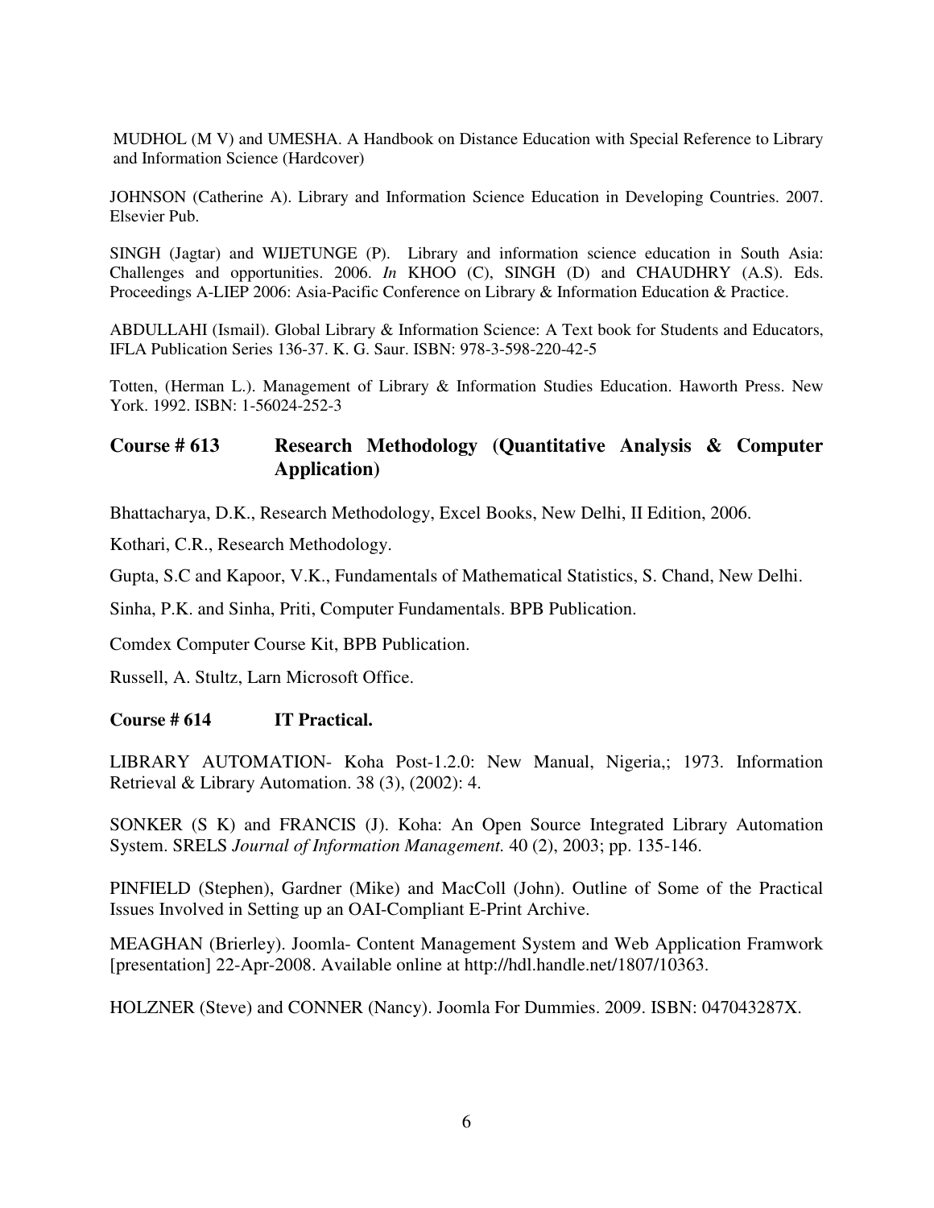MUDHOL (M V) and UMESHA. A Handbook on Distance Education with Special Reference to Library and Information Science (Hardcover)

JOHNSON (Catherine A). Library and Information Science Education in Developing Countries. 2007. Elsevier Pub.

SINGH (Jagtar) and WIJETUNGE (P). Library and information science education in South Asia: Challenges and opportunities. 2006. *In* KHOO (C), SINGH (D) and CHAUDHRY (A.S). Eds. Proceedings A-LIEP 2006: Asia-Pacific Conference on Library & Information Education & Practice.

ABDULLAHI (Ismail). Global Library & Information Science: A Text book for Students and Educators, IFLA Publication Series 136-37. K. G. Saur. ISBN: 978-3-598-220-42-5

Totten, (Herman L.). Management of Library & Information Studies Education. Haworth Press. New York. 1992. ISBN: 1-56024-252-3

## Course # 613 Research Methodology (Quantitative Analysis & Computer Application)

Bhattacharya, D.K., Research Methodology, Excel Books, New Delhi, II Edition, 2006.

Kothari, C.R., Research Methodology.

Gupta, S.C and Kapoor, V.K., Fundamentals of Mathematical Statistics, S. Chand, New Delhi.

Sinha, P.K. and Sinha, Priti, Computer Fundamentals. BPB Publication.

Comdex Computer Course Kit, BPB Publication.

Russell, A. Stultz, Larn Microsoft Office.

### Course # 614 IT Practical.

LIBRARY AUTOMATION- Koha Post-1.2.0: New Manual, Nigeria,; 1973. Information Retrieval & Library Automation. 38 (3), (2002): 4.

SONKER (S K) and FRANCIS (J). Koha: An Open Source Integrated Library Automation System. SRELS *Journal of Information Management.* 40 (2), 2003; pp. 135-146.

PINFIELD (Stephen), Gardner (Mike) and MacColl (John). Outline of Some of the Practical Issues Involved in Setting up an OAI-Compliant E-Print Archive.

MEAGHAN (Brierley). Joomla- Content Management System and Web Application Framwork [presentation] 22-Apr-2008. Available online at http://hdl.handle.net/1807/10363.

HOLZNER (Steve) and CONNER (Nancy). Joomla For Dummies. 2009. ISBN: 047043287X.